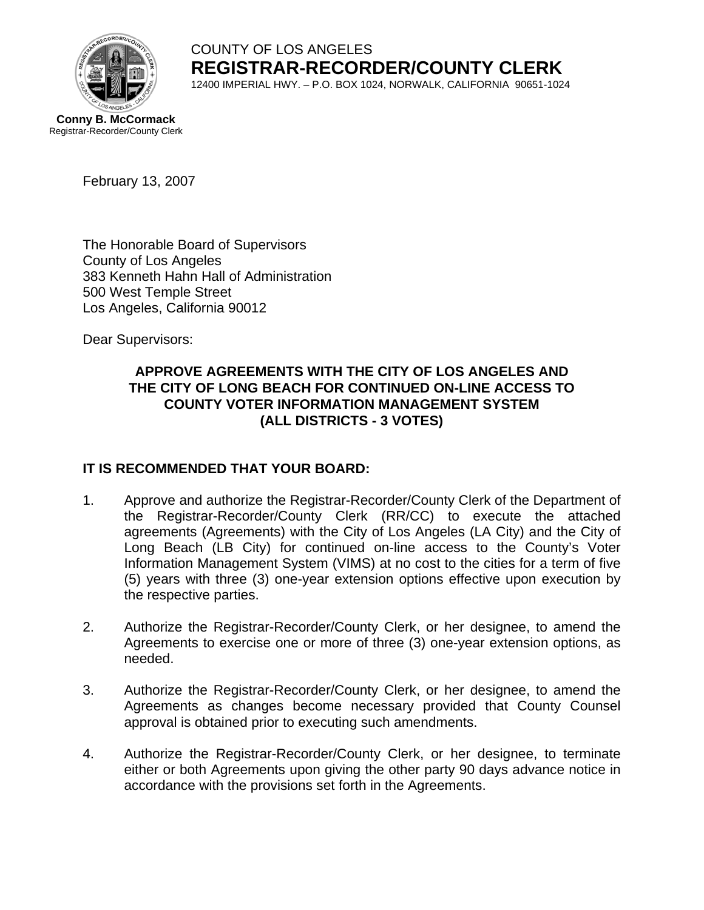COUNTY OF LOS ANGELES

**REGISTRAR-RECORDER/COUNTY CLERK**

12400 IMPERIAL HWY. – P.O. BOX 1024, NORWALK, CALIFORNIA 90651-1024

**Conny B. McCormack**
Registrar-Recorder/County Clerk

February 13, 2007

The Honorable Board of Supervisors
County of Los Angeles
383 Kenneth Hahn Hall of Administration
500 West Temple Street
Los Angeles, California 90012

Dear Supervisors:

**APPROVE AGREEMENTS WITH THE CITY OF LOS ANGELES AND THE CITY OF LONG BEACH FOR CONTINUED ON-LINE ACCESS TO COUNTY VOTER INFORMATION MANAGEMENT SYSTEM (ALL DISTRICTS - 3 VOTES)**

**IT IS RECOMMENDED THAT YOUR BOARD:**

1. Approve and authorize the Registrar-Recorder/County Clerk of the Department of the Registrar-Recorder/County Clerk (RR/CC) to execute the attached agreements (Agreements) with the City of Los Angeles (LA City) and the City of Long Beach (LB City) for continued on-line access to the County's Voter Information Management System (VIMS) at no cost to the cities for a term of five (5) years with three (3) one-year extension options effective upon execution by the respective parties.

2. Authorize the Registrar-Recorder/County Clerk, or her designee, to amend the Agreements to exercise one or more of three (3) one-year extension options, as needed.

3. Authorize the Registrar-Recorder/County Clerk, or her designee, to amend the Agreements as changes become necessary provided that County Counsel approval is obtained prior to executing such amendments.

4. Authorize the Registrar-Recorder/County Clerk, or her designee, to terminate either or both Agreements upon giving the other party 90 days advance notice in accordance with the provisions set forth in the Agreements.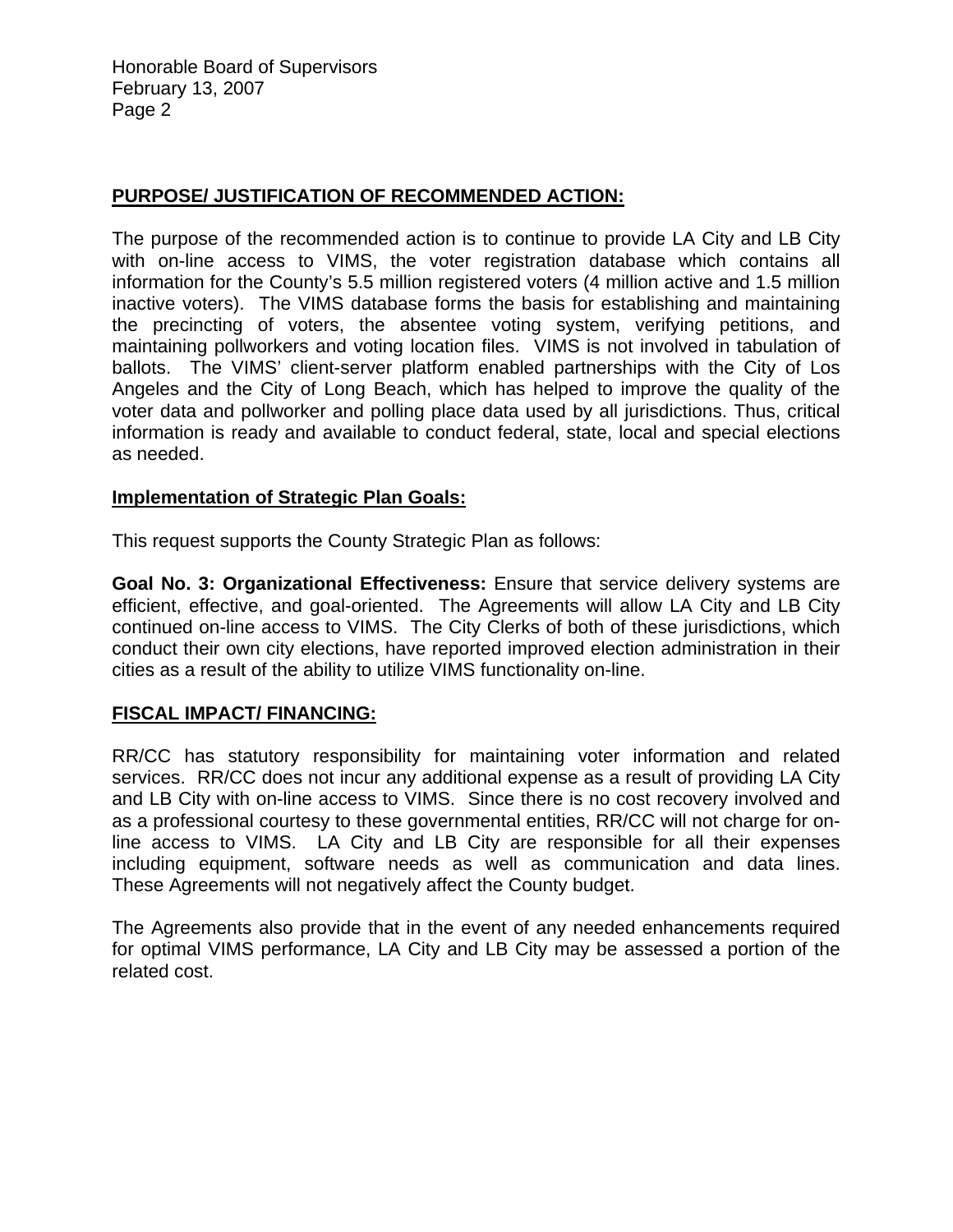## PURPOSE/ JUSTIFICATION OF RECOMMENDED ACTION:

The purpose of the recommended action is to continue to provide LA City and LB City with on-line access to VIMS, the voter registration database which contains all information for the County's 5.5 million registered voters (4 million active and 1.5 million inactive voters). The VIMS database forms the basis for establishing and maintaining the precincting of voters, the absentee voting system, verifying petitions, and maintaining pollworkers and voting location files. VIMS is not involved in tabulation of ballots. The VIMS' client-server platform enabled partnerships with the City of Los Angeles and the City of Long Beach, which has helped to improve the quality of the voter data and pollworker and polling place data used by all jurisdictions. Thus, critical information is ready and available to conduct federal, state, local and special elections as needed.

### Implementation of Strategic Plan Goals:

This request supports the County Strategic Plan as follows:

**Goal No. 3: Organizational Effectiveness:** Ensure that service delivery systems are efficient, effective, and goal-oriented. The Agreements will allow LA City and LB City continued on-line access to VIMS. The City Clerks of both of these jurisdictions, which conduct their own city elections, have reported improved election administration in their cities as a result of the ability to utilize VIMS functionality on-line.

## FISCAL IMPACT/ FINANCING:

RR/CC has statutory responsibility for maintaining voter information and related services. RR/CC does not incur any additional expense as a result of providing LA City and LB City with on-line access to VIMS. Since there is no cost recovery involved and as a professional courtesy to these governmental entities, RR/CC will not charge for on-line access to VIMS. LA City and LB City are responsible for all their expenses including equipment, software needs as well as communication and data lines. These Agreements will not negatively affect the County budget.

The Agreements also provide that in the event of any needed enhancements required for optimal VIMS performance, LA City and LB City may be assessed a portion of the related cost.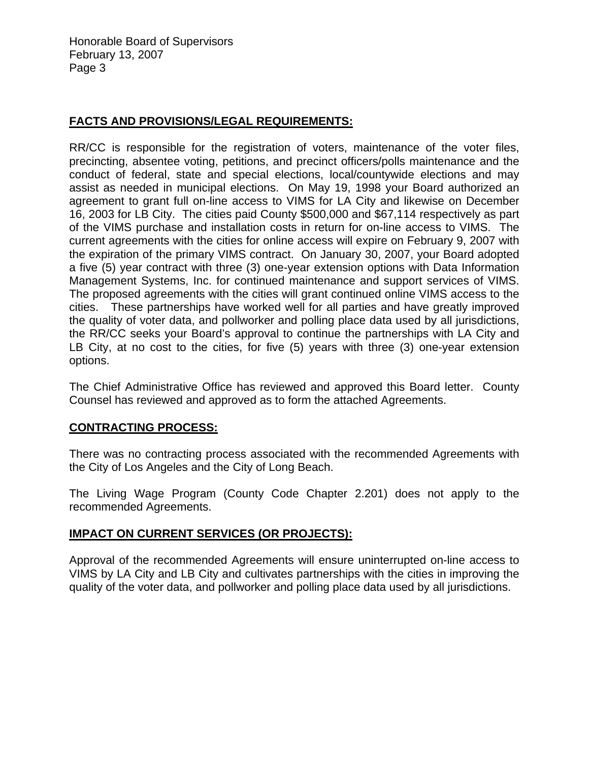## FACTS AND PROVISIONS/LEGAL REQUIREMENTS:

RR/CC is responsible for the registration of voters, maintenance of the voter files, precincting, absentee voting, petitions, and precinct officers/polls maintenance and the conduct of federal, state and special elections, local/countywide elections and may assist as needed in municipal elections. On May 19, 1998 your Board authorized an agreement to grant full on-line access to VIMS for LA City and likewise on December 16, 2003 for LB City. The cities paid County $500,000 and $67,114 respectively as part of the VIMS purchase and installation costs in return for on-line access to VIMS. The current agreements with the cities for online access will expire on February 9, 2007 with the expiration of the primary VIMS contract. On January 30, 2007, your Board adopted a five (5) year contract with three (3) one-year extension options with Data Information Management Systems, Inc. for continued maintenance and support services of VIMS. The proposed agreements with the cities will grant continued online VIMS access to the cities. These partnerships have worked well for all parties and have greatly improved the quality of voter data, and pollworker and polling place data used by all jurisdictions, the RR/CC seeks your Board's approval to continue the partnerships with LA City and LB City, at no cost to the cities, for five (5) years with three (3) one-year extension options.

The Chief Administrative Office has reviewed and approved this Board letter. County Counsel has reviewed and approved as to form the attached Agreements.

## CONTRACTING PROCESS:

There was no contracting process associated with the recommended Agreements with the City of Los Angeles and the City of Long Beach.

The Living Wage Program (County Code Chapter 2.201) does not apply to the recommended Agreements.

## IMPACT ON CURRENT SERVICES (OR PROJECTS):

Approval of the recommended Agreements will ensure uninterrupted on-line access to VIMS by LA City and LB City and cultivates partnerships with the cities in improving the quality of the voter data, and pollworker and polling place data used by all jurisdictions.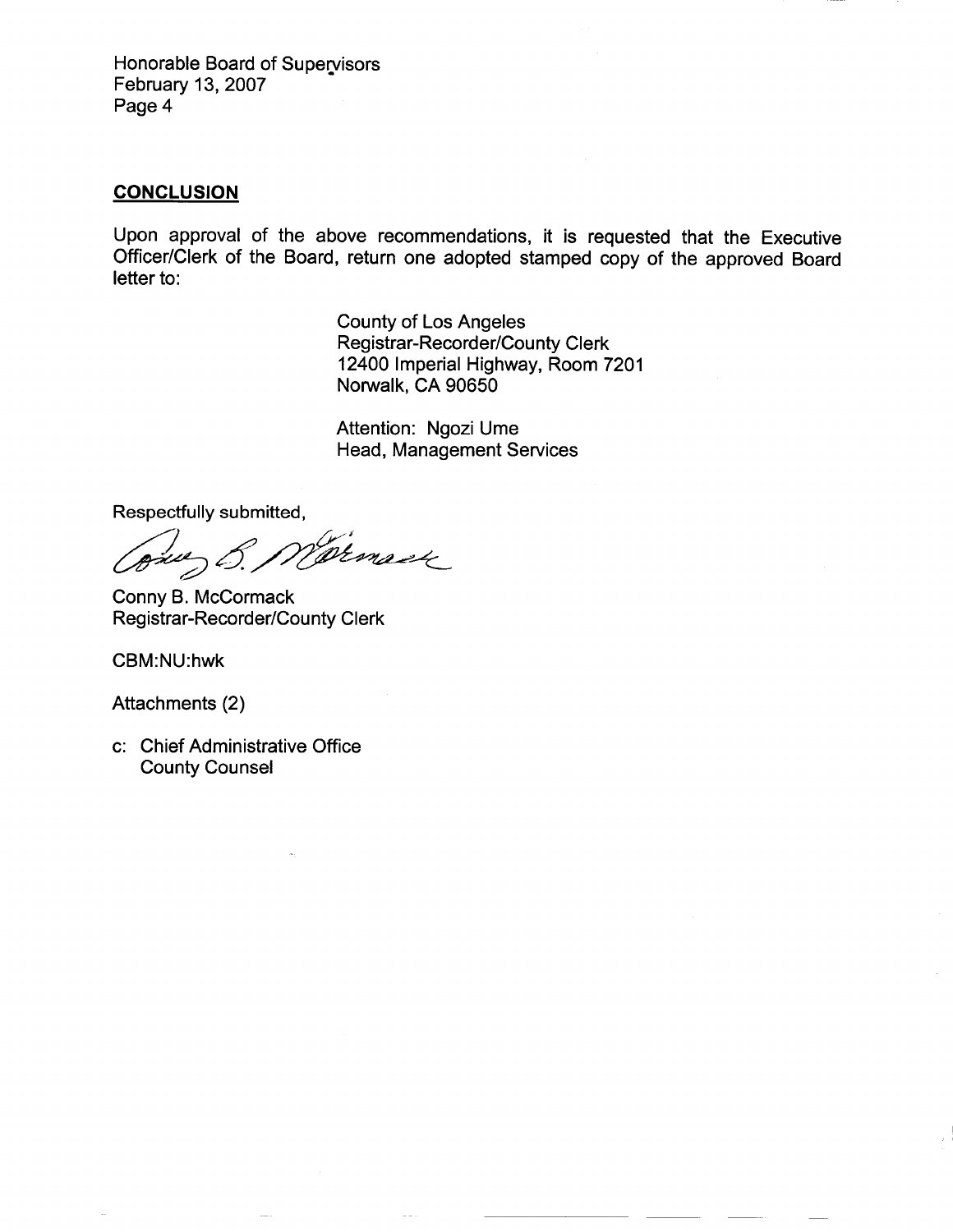Honorable Board of Supervisors
February 13, 2007
Page 4

**CONCLUSION**

Upon approval of the above recommendations, it is requested that the Executive Officer/Clerk of the Board, return one adopted stamped copy of the approved Board letter to:

> County of Los Angeles
> Registrar-Recorder/County Clerk
> 12400 Imperial Highway, Room 7201
> Norwalk, CA 90650
>
> Attention: Ngozi Ume
> Head, Management Services

Respectfully submitted,

Conny B. McCormack
Registrar-Recorder/County Clerk

CBM:NU:hwk

Attachments (2)

c: Chief Administrative Office
County Counsel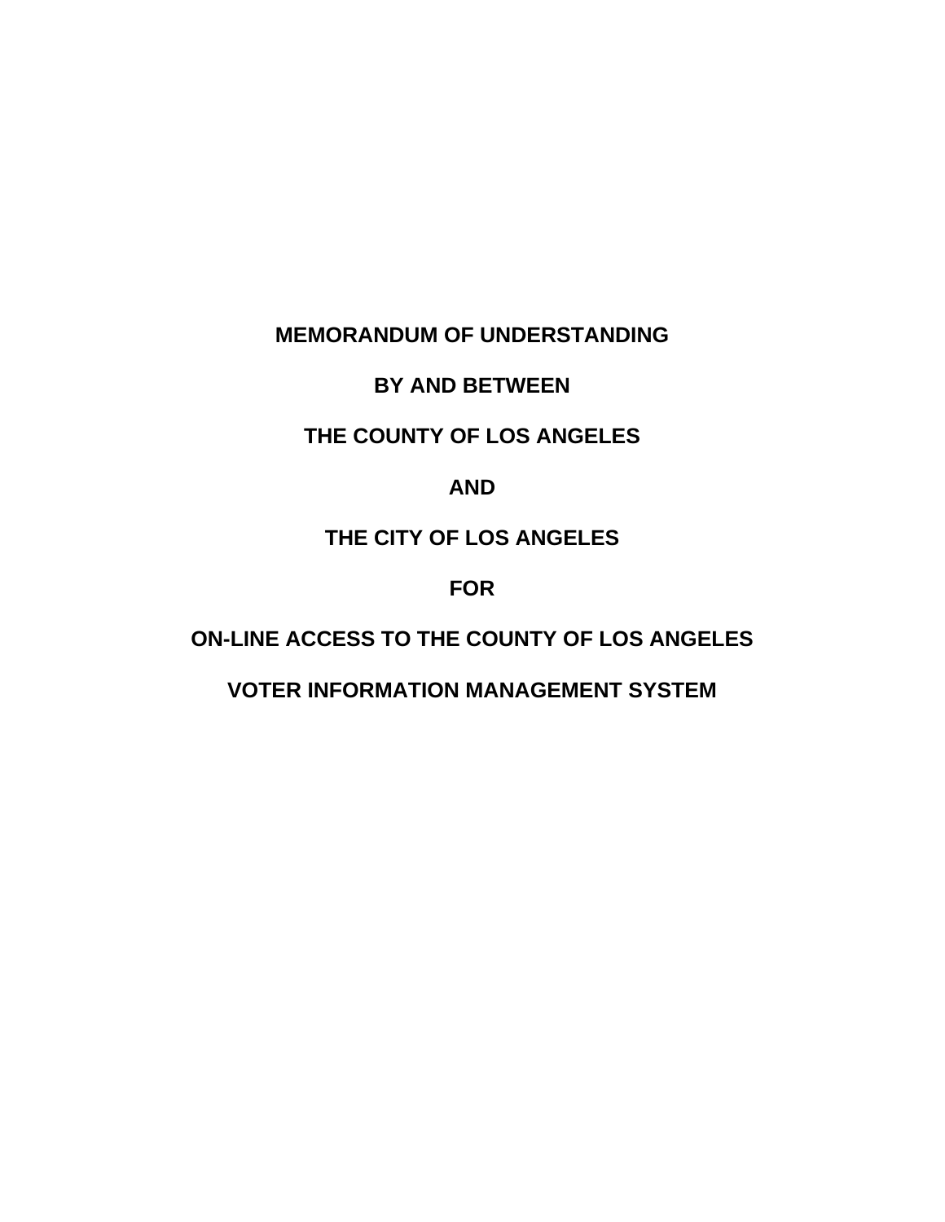# MEMORANDUM OF UNDERSTANDING

# BY AND BETWEEN

# THE COUNTY OF LOS ANGELES

# AND

# THE CITY OF LOS ANGELES

# FOR

# ON-LINE ACCESS TO THE COUNTY OF LOS ANGELES

# VOTER INFORMATION MANAGEMENT SYSTEM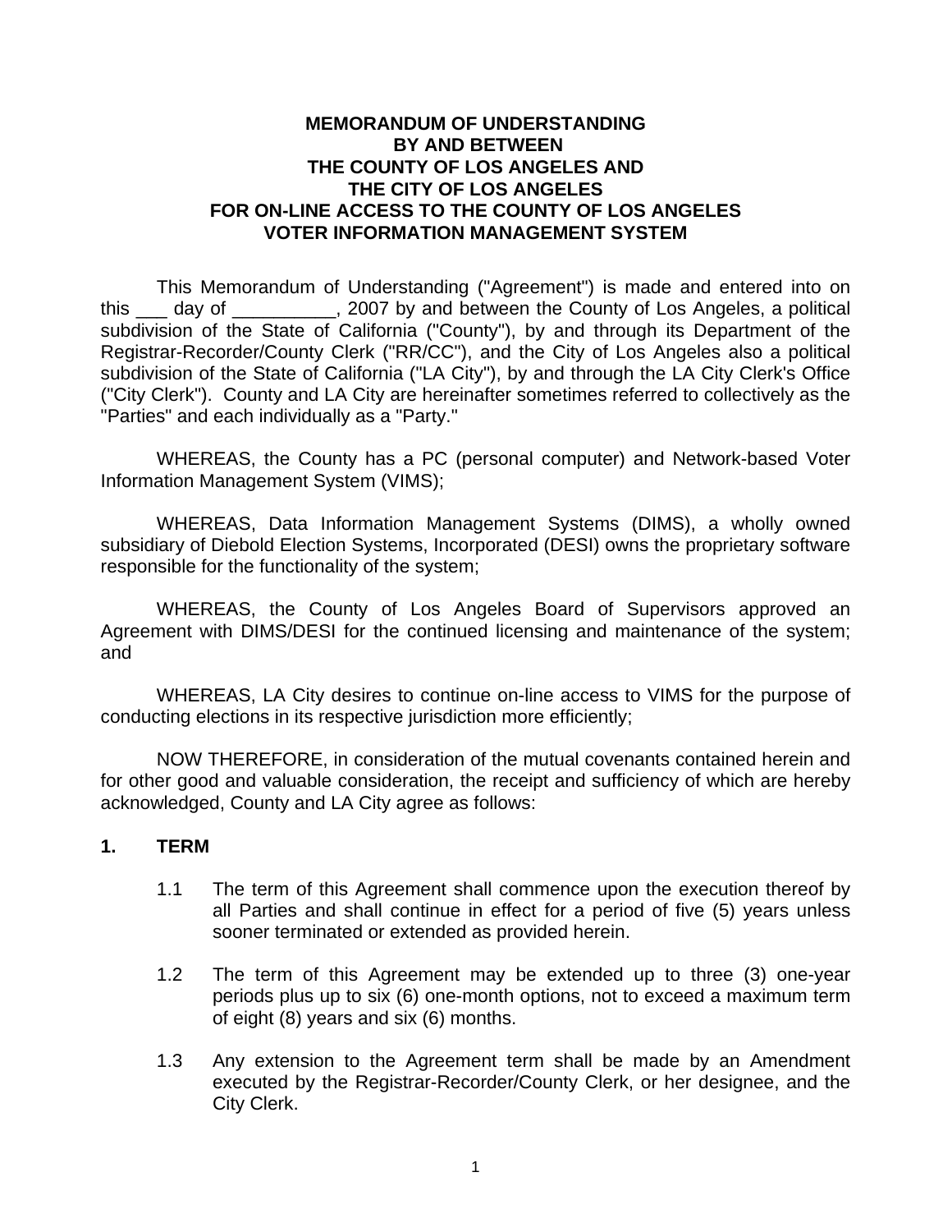**MEMORANDUM OF UNDERSTANDING**
**BY AND BETWEEN**
**THE COUNTY OF LOS ANGELES AND**
**THE CITY OF LOS ANGELES**
**FOR ON-LINE ACCESS TO THE COUNTY OF LOS ANGELES**
**VOTER INFORMATION MANAGEMENT SYSTEM**

This Memorandum of Understanding ("Agreement") is made and entered into on this ___ day of __________, 2007 by and between the County of Los Angeles, a political subdivision of the State of California ("County"), by and through its Department of the Registrar-Recorder/County Clerk ("RR/CC"), and the City of Los Angeles also a political subdivision of the State of California ("LA City"), by and through the LA City Clerk's Office ("City Clerk"). County and LA City are hereinafter sometimes referred to collectively as the "Parties" and each individually as a "Party."

WHEREAS, the County has a PC (personal computer) and Network-based Voter Information Management System (VIMS);

WHEREAS, Data Information Management Systems (DIMS), a wholly owned subsidiary of Diebold Election Systems, Incorporated (DESI) owns the proprietary software responsible for the functionality of the system;

WHEREAS, the County of Los Angeles Board of Supervisors approved an Agreement with DIMS/DESI for the continued licensing and maintenance of the system; and

WHEREAS, LA City desires to continue on-line access to VIMS for the purpose of conducting elections in its respective jurisdiction more efficiently;

NOW THEREFORE, in consideration of the mutual covenants contained herein and for other good and valuable consideration, the receipt and sufficiency of which are hereby acknowledged, County and LA City agree as follows:

**1. TERM**

1.1 The term of this Agreement shall commence upon the execution thereof by all Parties and shall continue in effect for a period of five (5) years unless sooner terminated or extended as provided herein.

1.2 The term of this Agreement may be extended up to three (3) one-year periods plus up to six (6) one-month options, not to exceed a maximum term of eight (8) years and six (6) months.

1.3 Any extension to the Agreement term shall be made by an Amendment executed by the Registrar-Recorder/County Clerk, or her designee, and the City Clerk.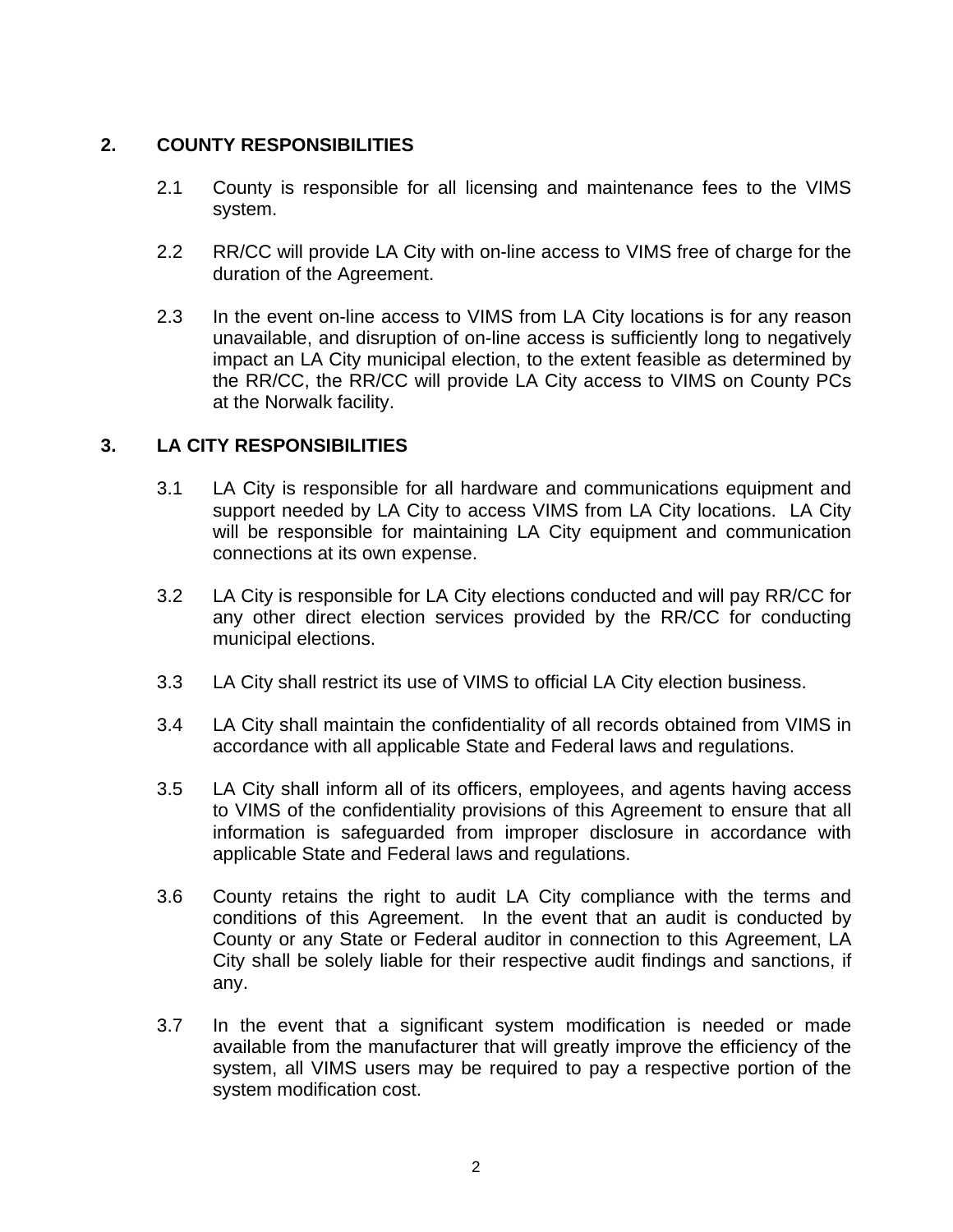## 2. COUNTY RESPONSIBILITIES

2.1 County is responsible for all licensing and maintenance fees to the VIMS system.

2.2 RR/CC will provide LA City with on-line access to VIMS free of charge for the duration of the Agreement.

2.3 In the event on-line access to VIMS from LA City locations is for any reason unavailable, and disruption of on-line access is sufficiently long to negatively impact an LA City municipal election, to the extent feasible as determined by the RR/CC, the RR/CC will provide LA City access to VIMS on County PCs at the Norwalk facility.

## 3. LA CITY RESPONSIBILITIES

3.1 LA City is responsible for all hardware and communications equipment and support needed by LA City to access VIMS from LA City locations. LA City will be responsible for maintaining LA City equipment and communication connections at its own expense.

3.2 LA City is responsible for LA City elections conducted and will pay RR/CC for any other direct election services provided by the RR/CC for conducting municipal elections.

3.3 LA City shall restrict its use of VIMS to official LA City election business.

3.4 LA City shall maintain the confidentiality of all records obtained from VIMS in accordance with all applicable State and Federal laws and regulations.

3.5 LA City shall inform all of its officers, employees, and agents having access to VIMS of the confidentiality provisions of this Agreement to ensure that all information is safeguarded from improper disclosure in accordance with applicable State and Federal laws and regulations.

3.6 County retains the right to audit LA City compliance with the terms and conditions of this Agreement. In the event that an audit is conducted by County or any State or Federal auditor in connection to this Agreement, LA City shall be solely liable for their respective audit findings and sanctions, if any.

3.7 In the event that a significant system modification is needed or made available from the manufacturer that will greatly improve the efficiency of the system, all VIMS users may be required to pay a respective portion of the system modification cost.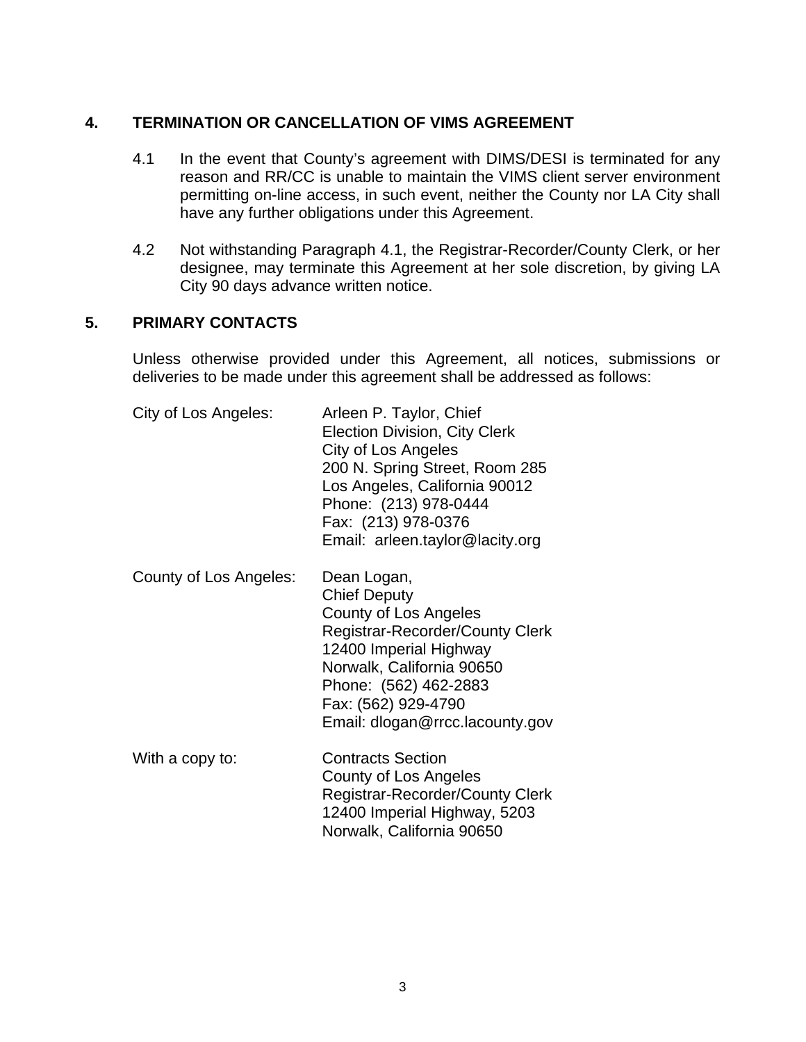## 4. TERMINATION OR CANCELLATION OF VIMS AGREEMENT

4.1 In the event that County's agreement with DIMS/DESI is terminated for any reason and RR/CC is unable to maintain the VIMS client server environment permitting on-line access, in such event, neither the County nor LA City shall have any further obligations under this Agreement.

4.2 Not withstanding Paragraph 4.1, the Registrar-Recorder/County Clerk, or her designee, may terminate this Agreement at her sole discretion, by giving LA City 90 days advance written notice.

## 5. PRIMARY CONTACTS

Unless otherwise provided under this Agreement, all notices, submissions or deliveries to be made under this agreement shall be addressed as follows:

City of Los Angeles:

Arleen P. Taylor, Chief
Election Division, City Clerk
City of Los Angeles
200 N. Spring Street, Room 285
Los Angeles, California 90012
Phone: (213) 978-0444
Fax: (213) 978-0376
Email: arleen.taylor@lacity.org

County of Los Angeles:

Dean Logan,
Chief Deputy
County of Los Angeles
Registrar-Recorder/County Clerk
12400 Imperial Highway
Norwalk, California 90650
Phone: (562) 462-2883
Fax: (562) 929-4790
Email: dlogan@rrcc.lacounty.gov

With a copy to:

Contracts Section
County of Los Angeles
Registrar-Recorder/County Clerk
12400 Imperial Highway, 5203
Norwalk, California 90650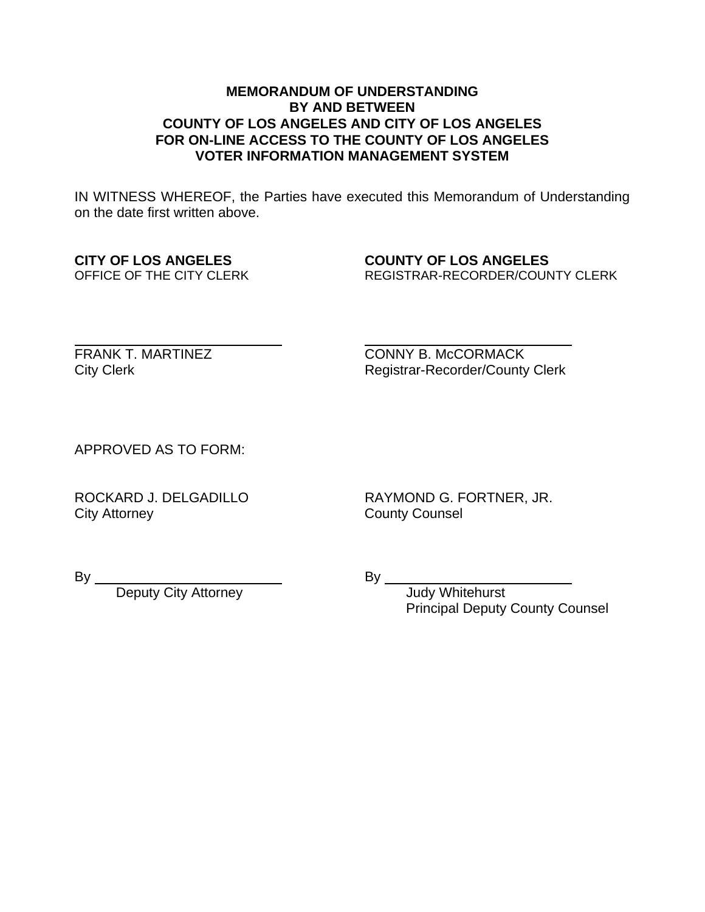**MEMORANDUM OF UNDERSTANDING**
**BY AND BETWEEN**
**COUNTY OF LOS ANGELES AND CITY OF LOS ANGELES**
**FOR ON-LINE ACCESS TO THE COUNTY OF LOS ANGELES**
**VOTER INFORMATION MANAGEMENT SYSTEM**

IN WITNESS WHEREOF, the Parties have executed this Memorandum of Understanding on the date first written above.

**CITY OF LOS ANGELES**
OFFICE OF THE CITY CLERK

______________________________
FRANK T. MARTINEZ
City Clerk

**COUNTY OF LOS ANGELES**
REGISTRAR-RECORDER/COUNTY CLERK

______________________________
CONNY B. McCORMACK
Registrar-Recorder/County Clerk

APPROVED AS TO FORM:

ROCKARD J. DELGADILLO
City Attorney

By ______________________________
Deputy City Attorney

RAYMOND G. FORTNER, JR.
County Counsel

By ______________________________
Judy Whitehurst
Principal Deputy County Counsel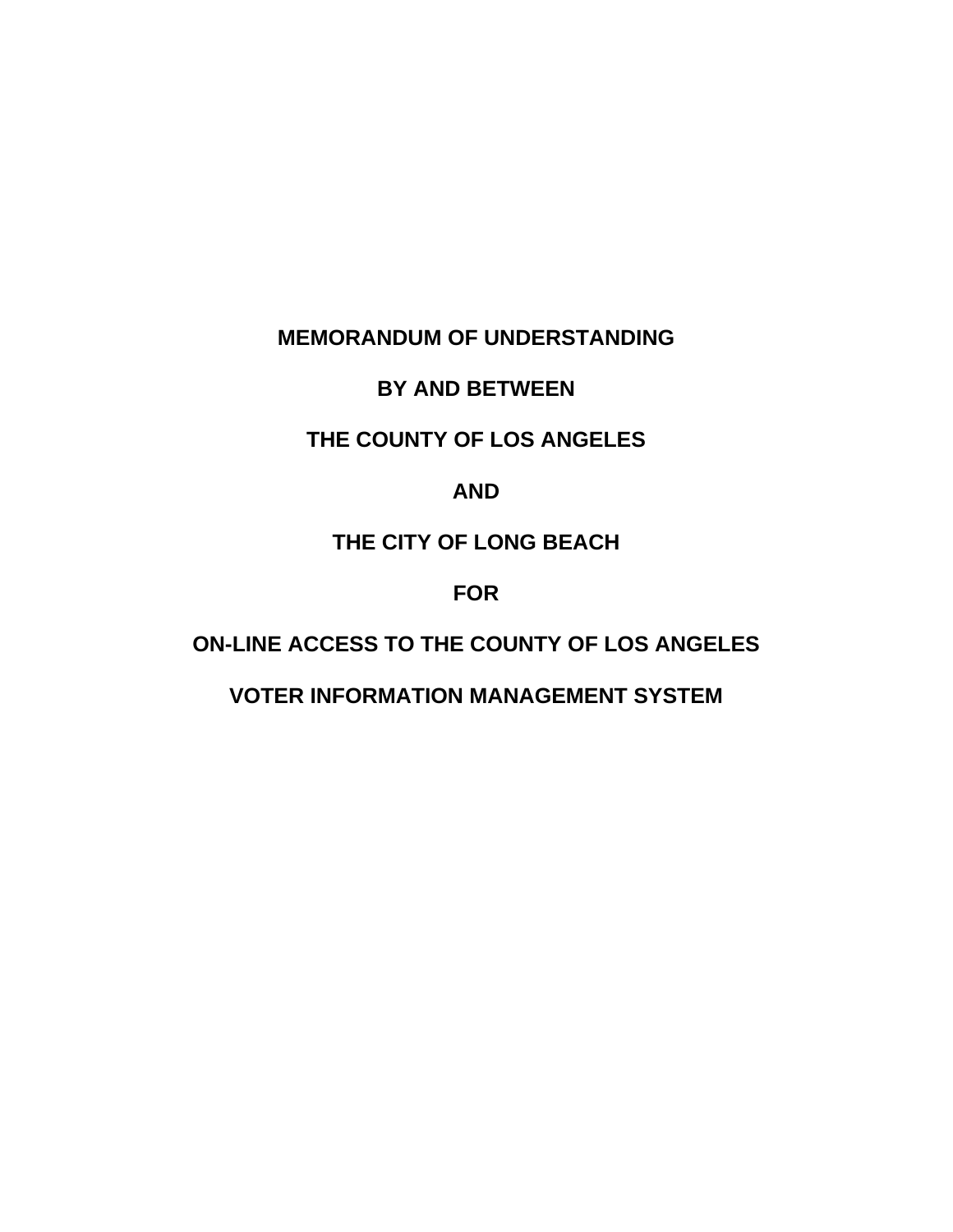# MEMORANDUM OF UNDERSTANDING

# BY AND BETWEEN

# THE COUNTY OF LOS ANGELES

# AND

# THE CITY OF LONG BEACH

# FOR

# ON-LINE ACCESS TO THE COUNTY OF LOS ANGELES

# VOTER INFORMATION MANAGEMENT SYSTEM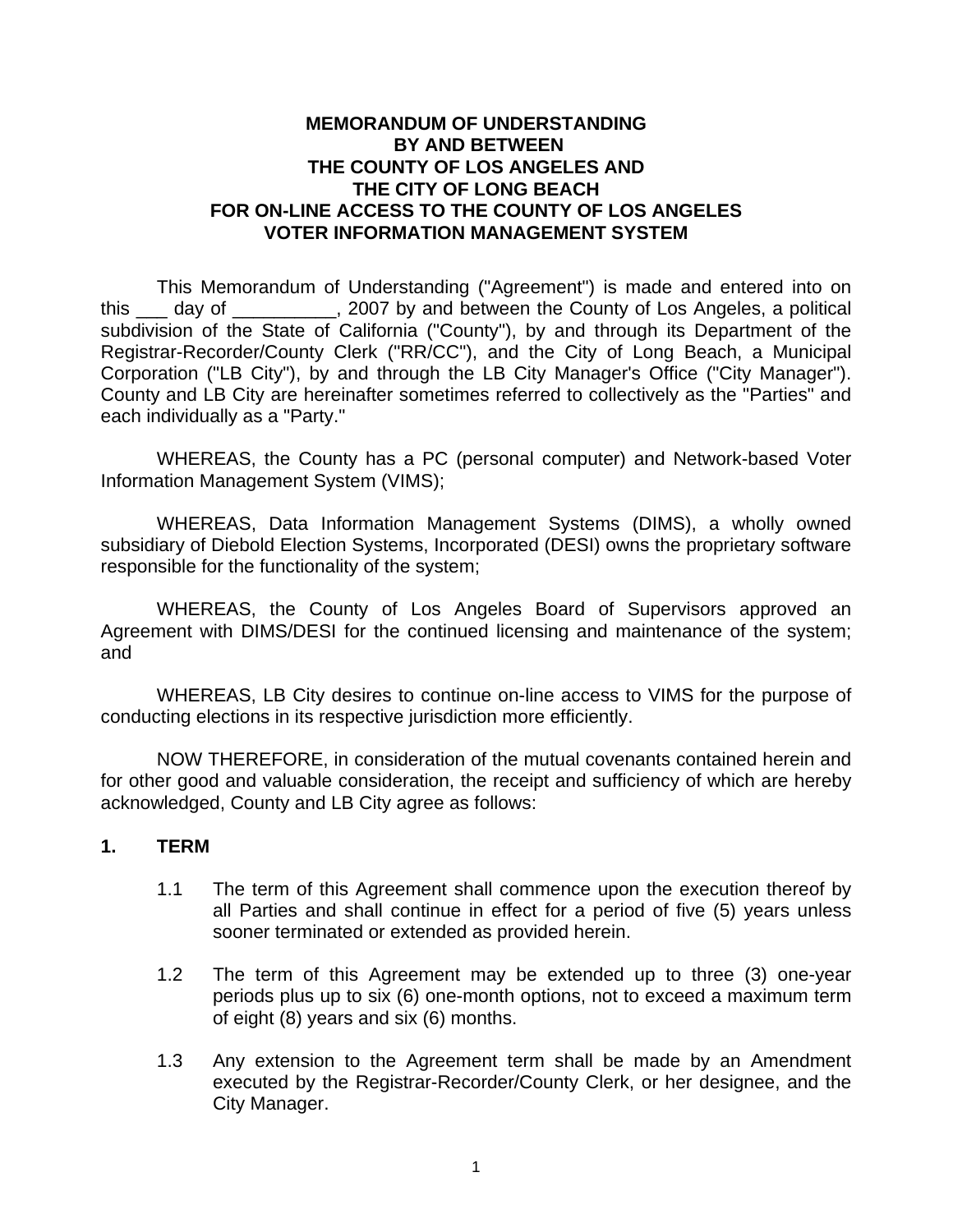**MEMORANDUM OF UNDERSTANDING**
**BY AND BETWEEN**
**THE COUNTY OF LOS ANGELES AND**
**THE CITY OF LONG BEACH**
**FOR ON-LINE ACCESS TO THE COUNTY OF LOS ANGELES**
**VOTER INFORMATION MANAGEMENT SYSTEM**

This Memorandum of Understanding ("Agreement") is made and entered into on this ___ day of __________, 2007 by and between the County of Los Angeles, a political subdivision of the State of California ("County"), by and through its Department of the Registrar-Recorder/County Clerk ("RR/CC"), and the City of Long Beach, a Municipal Corporation ("LB City"), by and through the LB City Manager's Office ("City Manager"). County and LB City are hereinafter sometimes referred to collectively as the "Parties" and each individually as a "Party."

WHEREAS, the County has a PC (personal computer) and Network-based Voter Information Management System (VIMS);

WHEREAS, Data Information Management Systems (DIMS), a wholly owned subsidiary of Diebold Election Systems, Incorporated (DESI) owns the proprietary software responsible for the functionality of the system;

WHEREAS, the County of Los Angeles Board of Supervisors approved an Agreement with DIMS/DESI for the continued licensing and maintenance of the system; and

WHEREAS, LB City desires to continue on-line access to VIMS for the purpose of conducting elections in its respective jurisdiction more efficiently.

NOW THEREFORE, in consideration of the mutual covenants contained herein and for other good and valuable consideration, the receipt and sufficiency of which are hereby acknowledged, County and LB City agree as follows:

**1. TERM**

1.1 The term of this Agreement shall commence upon the execution thereof by all Parties and shall continue in effect for a period of five (5) years unless sooner terminated or extended as provided herein.

1.2 The term of this Agreement may be extended up to three (3) one-year periods plus up to six (6) one-month options, not to exceed a maximum term of eight (8) years and six (6) months.

1.3 Any extension to the Agreement term shall be made by an Amendment executed by the Registrar-Recorder/County Clerk, or her designee, and the City Manager.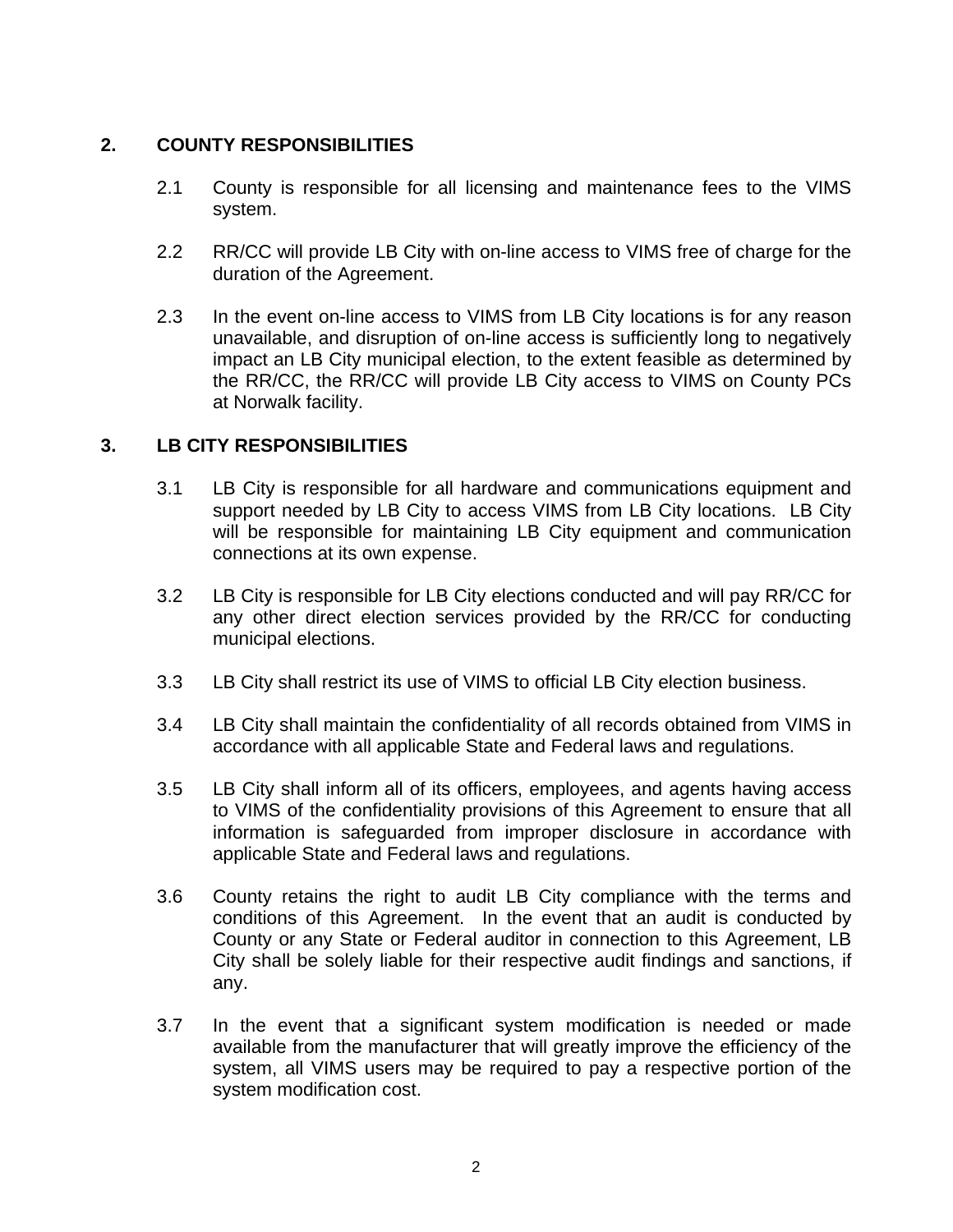## 2. COUNTY RESPONSIBILITIES

2.1 County is responsible for all licensing and maintenance fees to the VIMS system.

2.2 RR/CC will provide LB City with on-line access to VIMS free of charge for the duration of the Agreement.

2.3 In the event on-line access to VIMS from LB City locations is for any reason unavailable, and disruption of on-line access is sufficiently long to negatively impact an LB City municipal election, to the extent feasible as determined by the RR/CC, the RR/CC will provide LB City access to VIMS on County PCs at Norwalk facility.

## 3. LB CITY RESPONSIBILITIES

3.1 LB City is responsible for all hardware and communications equipment and support needed by LB City to access VIMS from LB City locations. LB City will be responsible for maintaining LB City equipment and communication connections at its own expense.

3.2 LB City is responsible for LB City elections conducted and will pay RR/CC for any other direct election services provided by the RR/CC for conducting municipal elections.

3.3 LB City shall restrict its use of VIMS to official LB City election business.

3.4 LB City shall maintain the confidentiality of all records obtained from VIMS in accordance with all applicable State and Federal laws and regulations.

3.5 LB City shall inform all of its officers, employees, and agents having access to VIMS of the confidentiality provisions of this Agreement to ensure that all information is safeguarded from improper disclosure in accordance with applicable State and Federal laws and regulations.

3.6 County retains the right to audit LB City compliance with the terms and conditions of this Agreement. In the event that an audit is conducted by County or any State or Federal auditor in connection to this Agreement, LB City shall be solely liable for their respective audit findings and sanctions, if any.

3.7 In the event that a significant system modification is needed or made available from the manufacturer that will greatly improve the efficiency of the system, all VIMS users may be required to pay a respective portion of the system modification cost.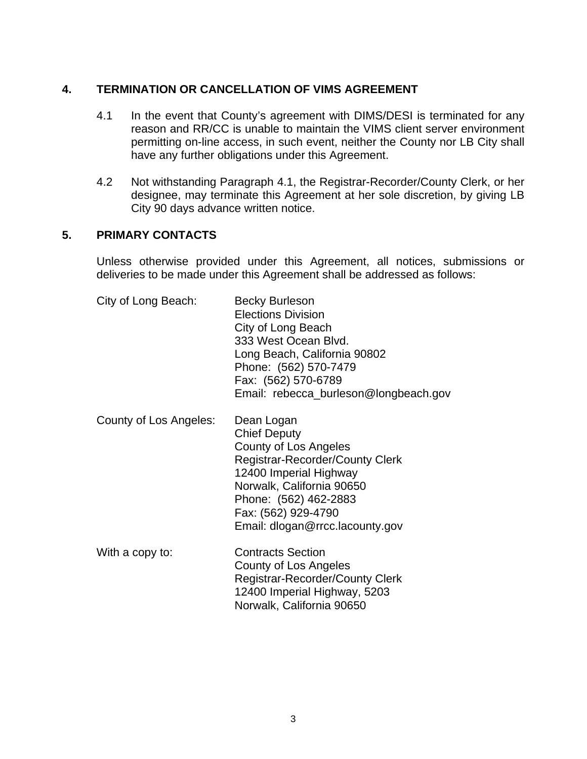## 4. TERMINATION OR CANCELLATION OF VIMS AGREEMENT

4.1 In the event that County's agreement with DIMS/DESI is terminated for any reason and RR/CC is unable to maintain the VIMS client server environment permitting on-line access, in such event, neither the County nor LB City shall have any further obligations under this Agreement.

4.2 Not withstanding Paragraph 4.1, the Registrar-Recorder/County Clerk, or her designee, may terminate this Agreement at her sole discretion, by giving LB City 90 days advance written notice.

## 5. PRIMARY CONTACTS

Unless otherwise provided under this Agreement, all notices, submissions or deliveries to be made under this Agreement shall be addressed as follows:

City of Long Beach:

Becky Burleson
Elections Division
City of Long Beach
333 West Ocean Blvd.
Long Beach, California 90802
Phone: (562) 570-7479
Fax: (562) 570-6789
Email: rebecca_burleson@longbeach.gov

County of Los Angeles:

Dean Logan
Chief Deputy
County of Los Angeles
Registrar-Recorder/County Clerk
12400 Imperial Highway
Norwalk, California 90650
Phone: (562) 462-2883
Fax: (562) 929-4790
Email: dlogan@rrcc.lacounty.gov

With a copy to:

Contracts Section
County of Los Angeles
Registrar-Recorder/County Clerk
12400 Imperial Highway, 5203
Norwalk, California 90650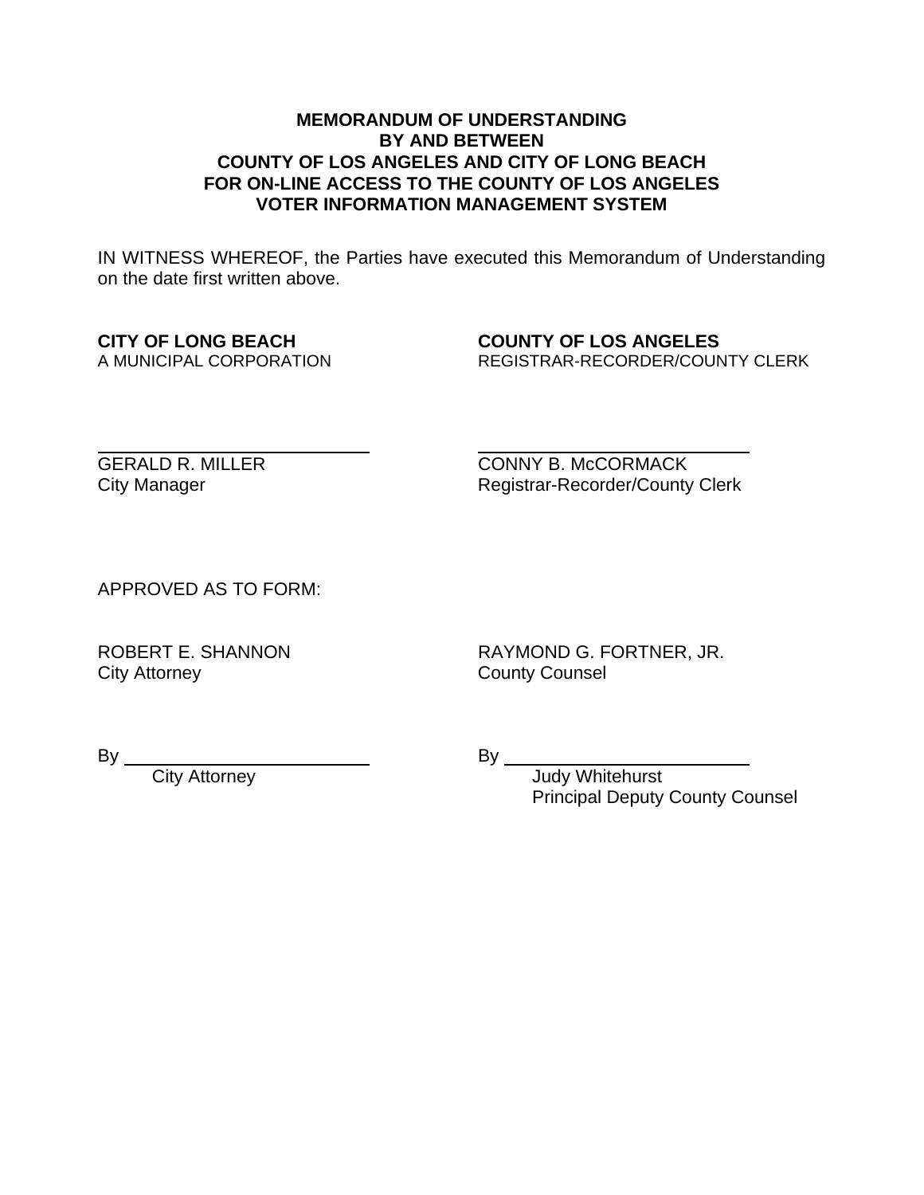**MEMORANDUM OF UNDERSTANDING**
**BY AND BETWEEN**
**COUNTY OF LOS ANGELES AND CITY OF LONG BEACH**
**FOR ON-LINE ACCESS TO THE COUNTY OF LOS ANGELES**
**VOTER INFORMATION MANAGEMENT SYSTEM**

IN WITNESS WHEREOF, the Parties have executed this Memorandum of Understanding on the date first written above.

**CITY OF LONG BEACH**
A MUNICIPAL CORPORATION

\_\_\_\_\_\_\_\_\_\_\_\_\_\_\_\_\_\_\_\_\_\_\_\_\_\_\_\_
GERALD R. MILLER
City Manager

**COUNTY OF LOS ANGELES**
REGISTRAR-RECORDER/COUNTY CLERK

\_\_\_\_\_\_\_\_\_\_\_\_\_\_\_\_\_\_\_\_\_\_\_\_\_\_\_\_
CONNY B. McCORMACK
Registrar-Recorder/County Clerk

APPROVED AS TO FORM:

ROBERT E. SHANNON
City Attorney

By \_\_\_\_\_\_\_\_\_\_\_\_\_\_\_\_\_\_\_\_\_\_\_\_\_\_
City Attorney

RAYMOND G. FORTNER, JR.
County Counsel

By \_\_\_\_\_\_\_\_\_\_\_\_\_\_\_\_\_\_\_\_\_\_\_\_\_\_
Judy Whitehurst
Principal Deputy County Counsel